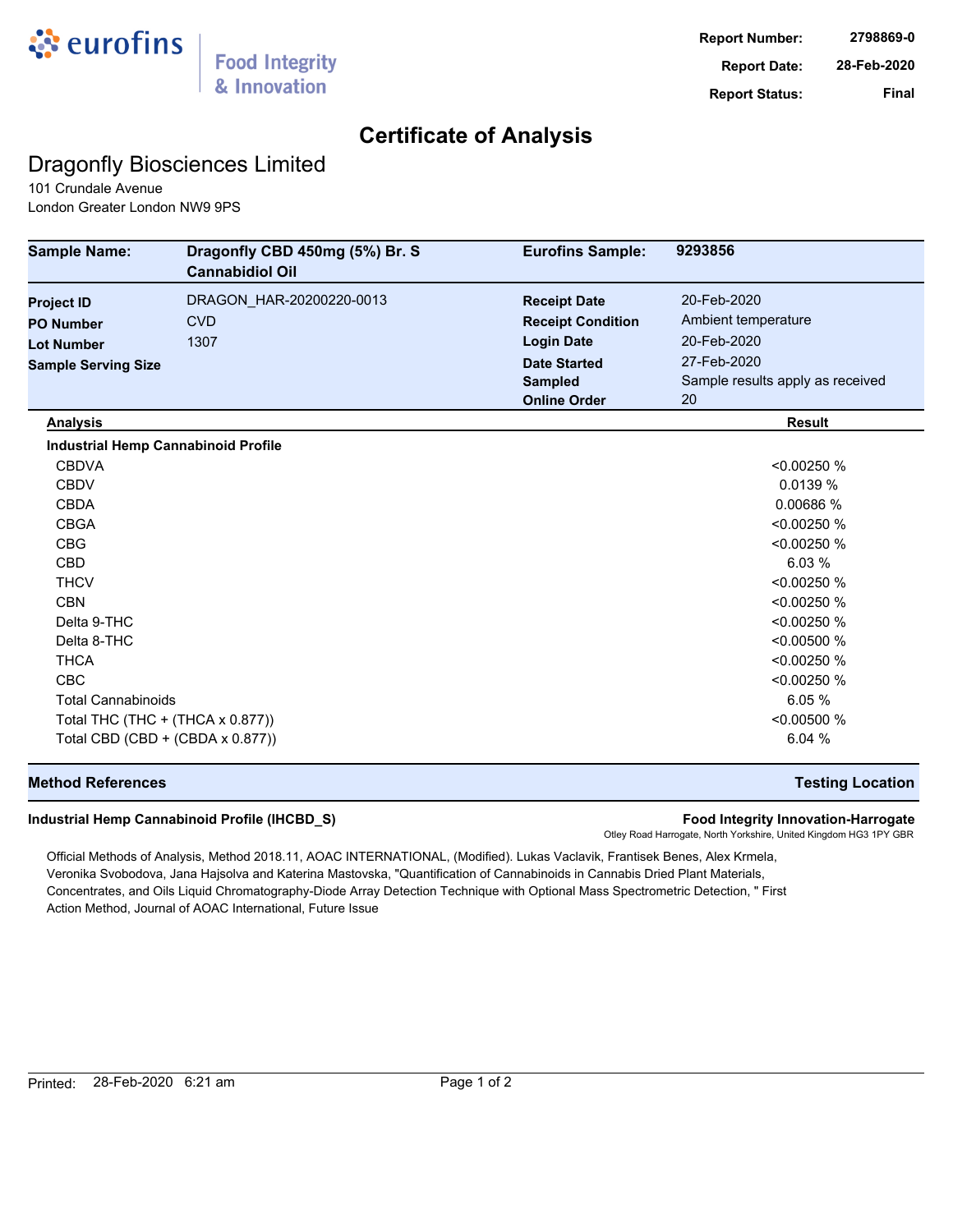eurofins | Food Integrity & Innovation

**Report Number:** 2798869-0
**Report Date:** 28-Feb-2020
**Report Status:** Final

# Certificate of Analysis

## Dragonfly Biosciences Limited

101 Crundale Avenue
London Greater London NW9 9PS

| | | | |
|---|---|---|---|
| **Sample Name:** | **Dragonfly CBD 450mg (5%) Br. S Cannabidiol Oil** | **Eurofins Sample:** | **9293856** |
| **Project ID** | DRAGON_HAR-20200220-0013 | **Receipt Date** | 20-Feb-2020 |
| **PO Number** | CVD | **Receipt Condition** | Ambient temperature |
| **Lot Number** | 1307 | **Login Date** | 20-Feb-2020 |
| **Sample Serving Size** | | **Date Started** | 27-Feb-2020 |
| | | **Sampled** | Sample results apply as received |
| | | **Online Order** | 20 |

| Analysis | Result |
|---|---|
| **Industrial Hemp Cannabinoid Profile** | |
| CBDVA | <0.00250 % |
| CBDV | 0.0139 % |
| CBDA | 0.00686 % |
| CBGA | <0.00250 % |
| CBG | <0.00250 % |
| CBD | 6.03 % |
| THCV | <0.00250 % |
| CBN | <0.00250 % |
| Delta 9-THC | <0.00250 % |
| Delta 8-THC | <0.00500 % |
| THCA | <0.00250 % |
| CBC | <0.00250 % |
| Total Cannabinoids | 6.05 % |
| Total THC (THC + (THCA x 0.877)) | <0.00500 % |
| Total CBD (CBD + (CBDA x 0.877)) | 6.04 % |

| Method References | Testing Location |
|---|---|
| **Industrial Hemp Cannabinoid Profile (IHCBD_S)** | **Food Integrity Innovation-Harrogate** Otley Road Harrogate, North Yorkshire, United Kingdom HG3 1PY GBR |

Official Methods of Analysis, Method 2018.11, AOAC INTERNATIONAL, (Modified). Lukas Vaclavik, Frantisek Benes, Alex Krmela, Veronika Svobodova, Jana Hajsolva and Katerina Mastovska, "Quantification of Cannabinoids in Cannabis Dried Plant Materials, Concentrates, and Oils Liquid Chromatography-Diode Array Detection Technique with Optional Mass Spectrometric Detection, " First Action Method, Journal of AOAC International, Future Issue

Printed: 28-Feb-2020 6:21 am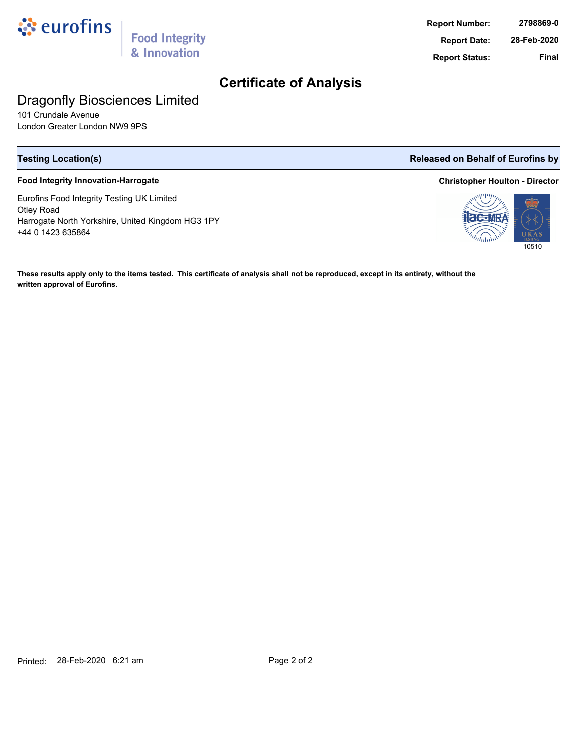Report Number: 2798869-0
Report Date: 28-Feb-2020
Report Status: Final

# Certificate of Analysis

## Dragonfly Biosciences Limited

101 Crundale Avenue
London Greater London NW9 9PS

| Testing Location(s) | Released on Behalf of Eurofins by |
|---|---|
| **Food Integrity Innovation-Harrogate** | **Christopher Houlton - Director** |

Eurofins Food Integrity Testing UK Limited
Otley Road
Harrogate North Yorkshire, United Kingdom HG3 1PY
+44 0 1423 635864

10510

**These results apply only to the items tested. This certificate of analysis shall not be reproduced, except in its entirety, without the written approval of Eurofins.**

Printed: 28-Feb-2020 6:21 am